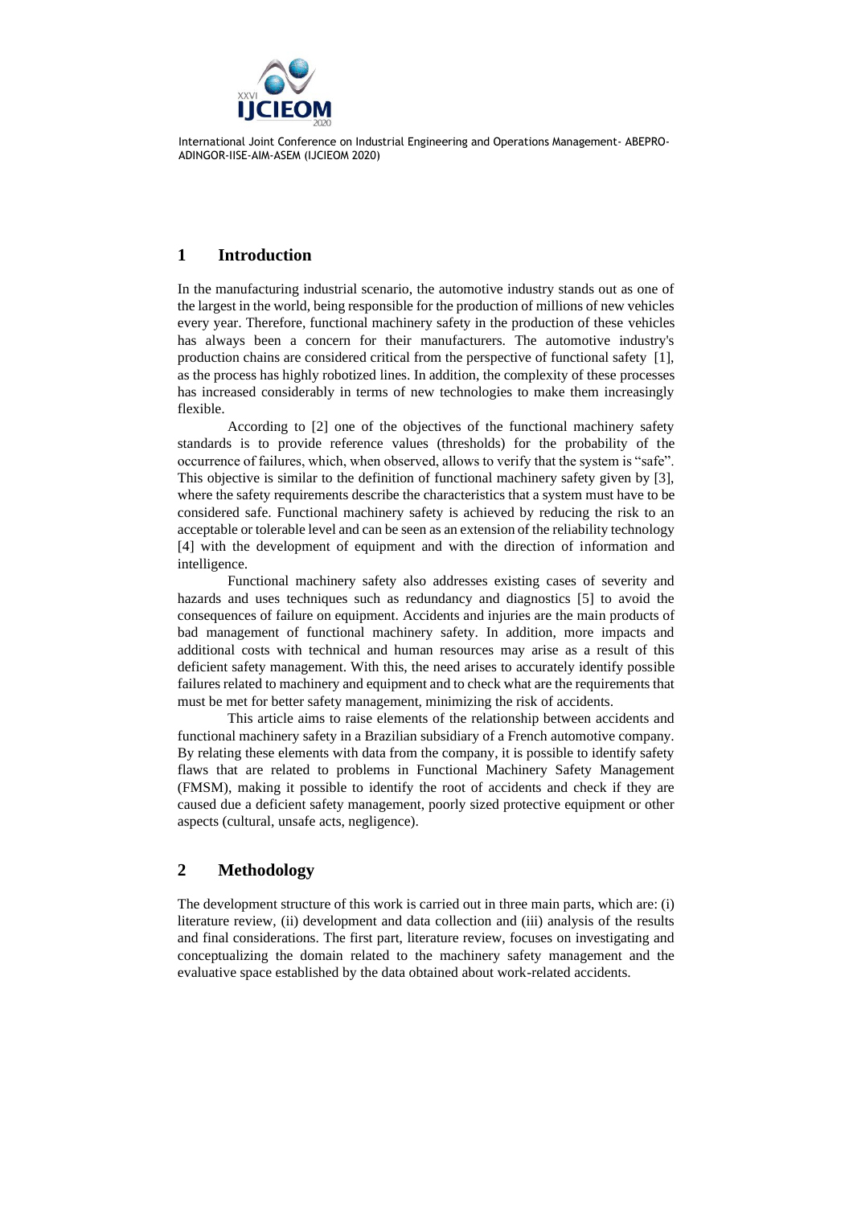## 1 Introduction

In the manufacturing industrial scenario, the automotive industry stands out as one of the largest in the world, being responsible for the production of millions of new vehicles every year. Therefore, functional machinery safety in the production of these vehicles has always been a concern for their manufacturers. The automotive industry's production chains are considered critical from the perspective of functional safety [1], as the process has highly robotized lines. In addition, the complexity of these processes has increased considerably in terms of new technologies to make them increasingly flexible.

According to [2] one of the objectives of the functional machinery safety standards is to provide reference values (thresholds) for the probability of the occurrence of failures, which, when observed, allows to verify that the system is "safe". This objective is similar to the definition of functional machinery safety given by [3], where the safety requirements describe the characteristics that a system must have to be considered safe. Functional machinery safety is achieved by reducing the risk to an acceptable or tolerable level and can be seen as an extension of the reliability technology [4] with the development of equipment and with the direction of information and intelligence.

Functional machinery safety also addresses existing cases of severity and hazards and uses techniques such as redundancy and diagnostics [5] to avoid the consequences of failure on equipment. Accidents and injuries are the main products of bad management of functional machinery safety. In addition, more impacts and additional costs with technical and human resources may arise as a result of this deficient safety management. With this, the need arises to accurately identify possible failures related to machinery and equipment and to check what are the requirements that must be met for better safety management, minimizing the risk of accidents.

This article aims to raise elements of the relationship between accidents and functional machinery safety in a Brazilian subsidiary of a French automotive company. By relating these elements with data from the company, it is possible to identify safety flaws that are related to problems in Functional Machinery Safety Management (FMSM), making it possible to identify the root of accidents and check if they are caused due a deficient safety management, poorly sized protective equipment or other aspects (cultural, unsafe acts, negligence).

## 2 Methodology

The development structure of this work is carried out in three main parts, which are: (i) literature review, (ii) development and data collection and (iii) analysis of the results and final considerations. The first part, literature review, focuses on investigating and conceptualizing the domain related to the machinery safety management and the evaluative space established by the data obtained about work-related accidents.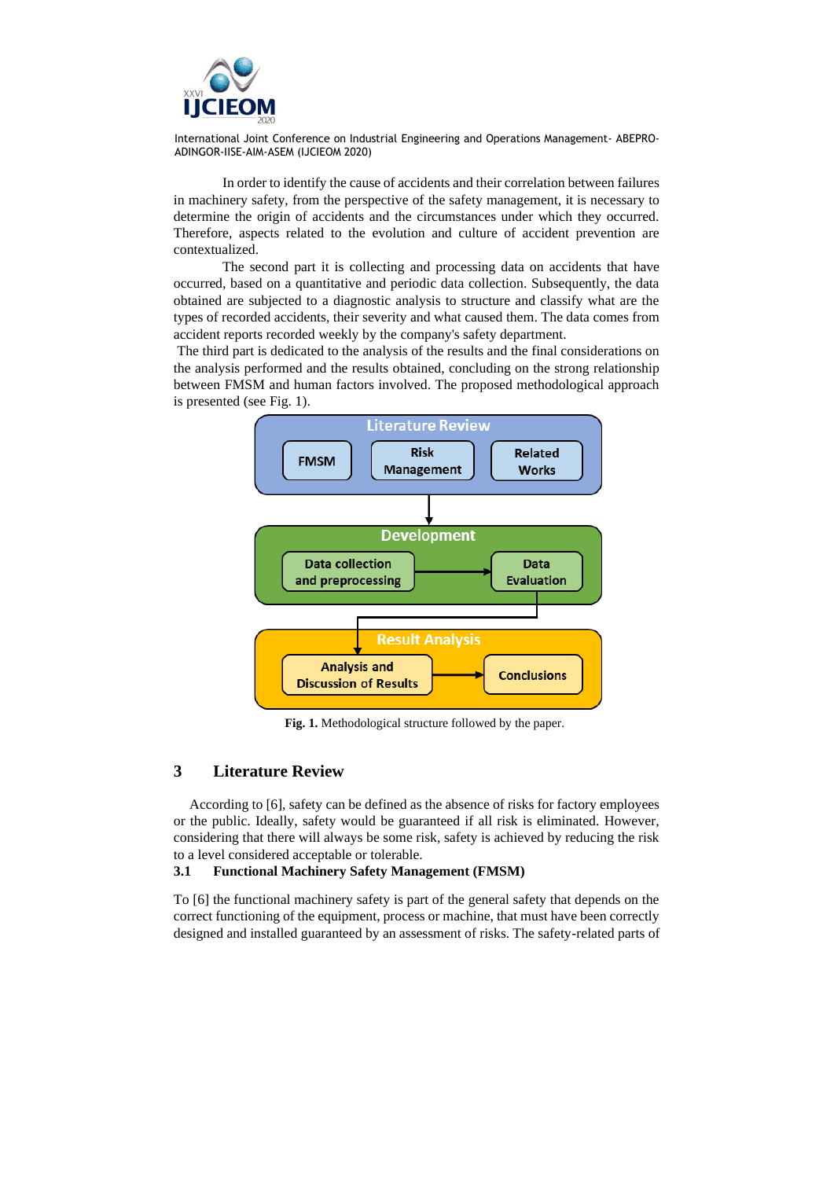In order to identify the cause of accidents and their correlation between failures in machinery safety, from the perspective of the safety management, it is necessary to determine the origin of accidents and the circumstances under which they occurred. Therefore, aspects related to the evolution and culture of accident prevention are contextualized.

The second part it is collecting and processing data on accidents that have occurred, based on a quantitative and periodic data collection. Subsequently, the data obtained are subjected to a diagnostic analysis to structure and classify what are the types of recorded accidents, their severity and what caused them. The data comes from accident reports recorded weekly by the company's safety department.

The third part is dedicated to the analysis of the results and the final considerations on the analysis performed and the results obtained, concluding on the strong relationship between FMSM and human factors involved. The proposed methodological approach is presented (see Fig. 1).

**Fig. 1.** Methodological structure followed by the paper.

## 3 Literature Review

According to [6], safety can be defined as the absence of risks for factory employees or the public. Ideally, safety would be guaranteed if all risk is eliminated. However, considering that there will always be some risk, safety is achieved by reducing the risk to a level considered acceptable or tolerable.

### 3.1 Functional Machinery Safety Management (FMSM)

To [6] the functional machinery safety is part of the general safety that depends on the correct functioning of the equipment, process or machine, that must have been correctly designed and installed guaranteed by an assessment of risks. The safety-related parts of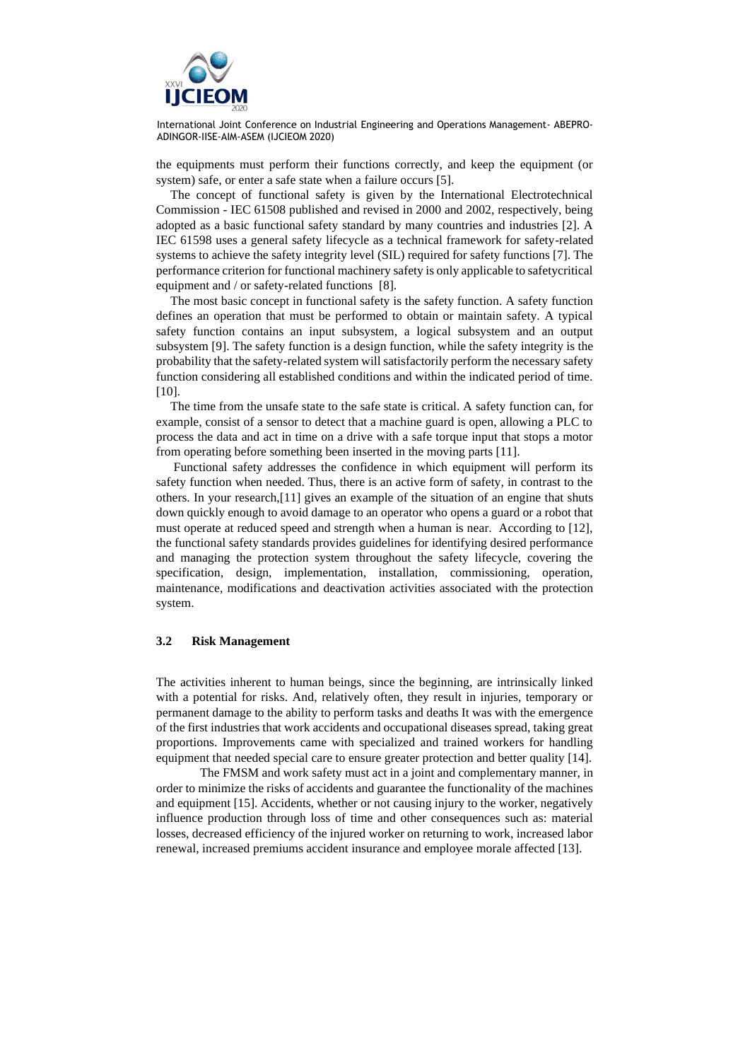the equipments must perform their functions correctly, and keep the equipment (or system) safe, or enter a safe state when a failure occurs [5].

The concept of functional safety is given by the International Electrotechnical Commission - IEC 61508 published and revised in 2000 and 2002, respectively, being adopted as a basic functional safety standard by many countries and industries [2]. A IEC 61598 uses a general safety lifecycle as a technical framework for safety-related systems to achieve the safety integrity level (SIL) required for safety functions [7]. The performance criterion for functional machinery safety is only applicable to safetycritical equipment and / or safety-related functions [8].

The most basic concept in functional safety is the safety function. A safety function defines an operation that must be performed to obtain or maintain safety. A typical safety function contains an input subsystem, a logical subsystem and an output subsystem [9]. The safety function is a design function, while the safety integrity is the probability that the safety-related system will satisfactorily perform the necessary safety function considering all established conditions and within the indicated period of time. [10].

The time from the unsafe state to the safe state is critical. A safety function can, for example, consist of a sensor to detect that a machine guard is open, allowing a PLC to process the data and act in time on a drive with a safe torque input that stops a motor from operating before something been inserted in the moving parts [11].

Functional safety addresses the confidence in which equipment will perform its safety function when needed. Thus, there is an active form of safety, in contrast to the others. In your research,[11] gives an example of the situation of an engine that shuts down quickly enough to avoid damage to an operator who opens a guard or a robot that must operate at reduced speed and strength when a human is near. According to [12], the functional safety standards provides guidelines for identifying desired performance and managing the protection system throughout the safety lifecycle, covering the specification, design, implementation, installation, commissioning, operation, maintenance, modifications and deactivation activities associated with the protection system.

### 3.2 Risk Management

The activities inherent to human beings, since the beginning, are intrinsically linked with a potential for risks. And, relatively often, they result in injuries, temporary or permanent damage to the ability to perform tasks and deaths It was with the emergence of the first industries that work accidents and occupational diseases spread, taking great proportions. Improvements came with specialized and trained workers for handling equipment that needed special care to ensure greater protection and better quality [14].

The FMSM and work safety must act in a joint and complementary manner, in order to minimize the risks of accidents and guarantee the functionality of the machines and equipment [15]. Accidents, whether or not causing injury to the worker, negatively influence production through loss of time and other consequences such as: material losses, decreased efficiency of the injured worker on returning to work, increased labor renewal, increased premiums accident insurance and employee morale affected [13].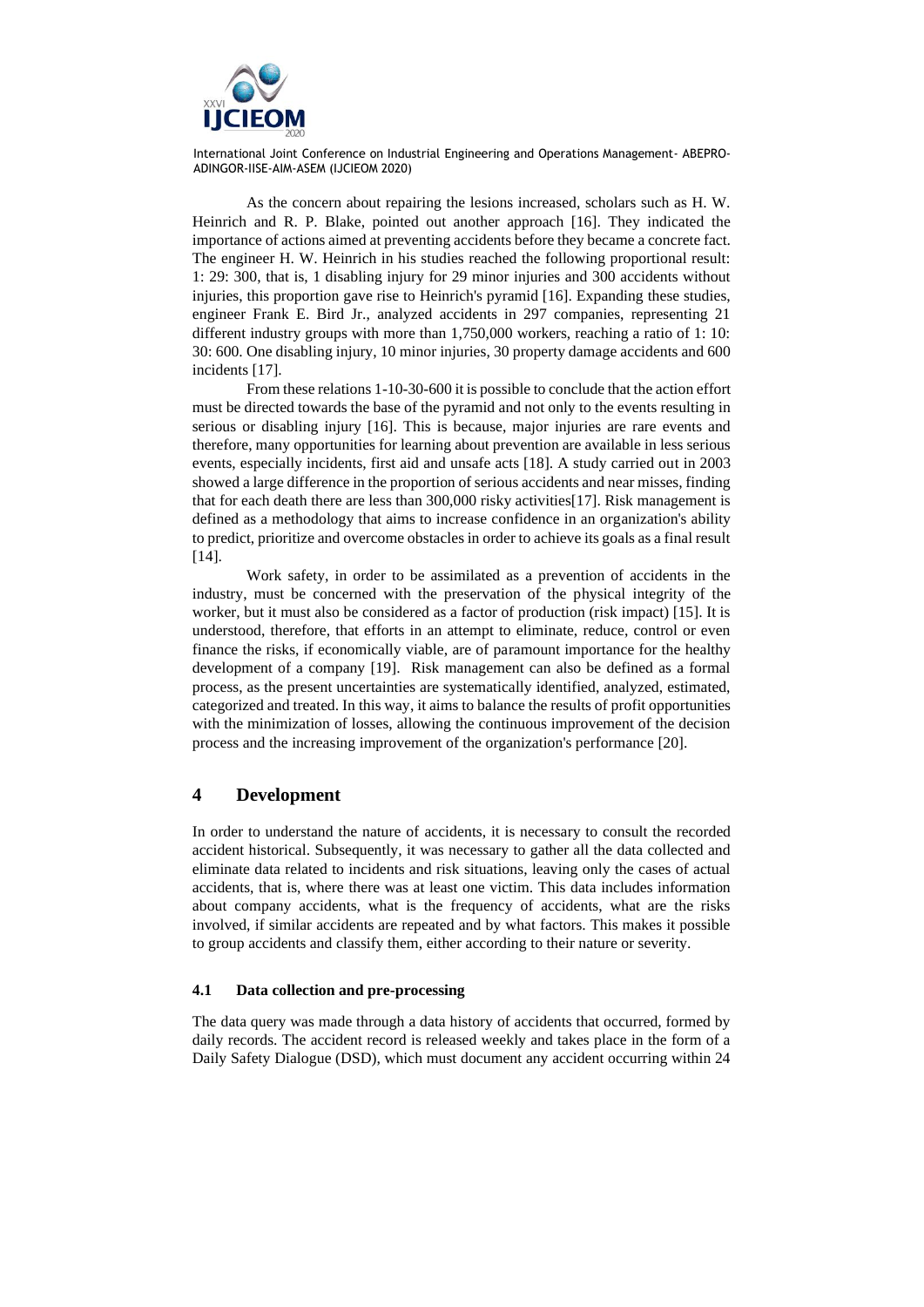As the concern about repairing the lesions increased, scholars such as H. W. Heinrich and R. P. Blake, pointed out another approach [16]. They indicated the importance of actions aimed at preventing accidents before they became a concrete fact. The engineer H. W. Heinrich in his studies reached the following proportional result: 1: 29: 300, that is, 1 disabling injury for 29 minor injuries and 300 accidents without injuries, this proportion gave rise to Heinrich's pyramid [16]. Expanding these studies, engineer Frank E. Bird Jr., analyzed accidents in 297 companies, representing 21 different industry groups with more than 1,750,000 workers, reaching a ratio of 1: 10: 30: 600. One disabling injury, 10 minor injuries, 30 property damage accidents and 600 incidents [17].

From these relations 1-10-30-600 it is possible to conclude that the action effort must be directed towards the base of the pyramid and not only to the events resulting in serious or disabling injury [16]. This is because, major injuries are rare events and therefore, many opportunities for learning about prevention are available in less serious events, especially incidents, first aid and unsafe acts [18]. A study carried out in 2003 showed a large difference in the proportion of serious accidents and near misses, finding that for each death there are less than 300,000 risky activities[17]. Risk management is defined as a methodology that aims to increase confidence in an organization's ability to predict, prioritize and overcome obstacles in order to achieve its goals as a final result [14].

Work safety, in order to be assimilated as a prevention of accidents in the industry, must be concerned with the preservation of the physical integrity of the worker, but it must also be considered as a factor of production (risk impact) [15]. It is understood, therefore, that efforts in an attempt to eliminate, reduce, control or even finance the risks, if economically viable, are of paramount importance for the healthy development of a company [19]. Risk management can also be defined as a formal process, as the present uncertainties are systematically identified, analyzed, estimated, categorized and treated. In this way, it aims to balance the results of profit opportunities with the minimization of losses, allowing the continuous improvement of the decision process and the increasing improvement of the organization's performance [20].

## 4 Development

In order to understand the nature of accidents, it is necessary to consult the recorded accident historical. Subsequently, it was necessary to gather all the data collected and eliminate data related to incidents and risk situations, leaving only the cases of actual accidents, that is, where there was at least one victim. This data includes information about company accidents, what is the frequency of accidents, what are the risks involved, if similar accidents are repeated and by what factors. This makes it possible to group accidents and classify them, either according to their nature or severity.

### 4.1 Data collection and pre-processing

The data query was made through a data history of accidents that occurred, formed by daily records. The accident record is released weekly and takes place in the form of a Daily Safety Dialogue (DSD), which must document any accident occurring within 24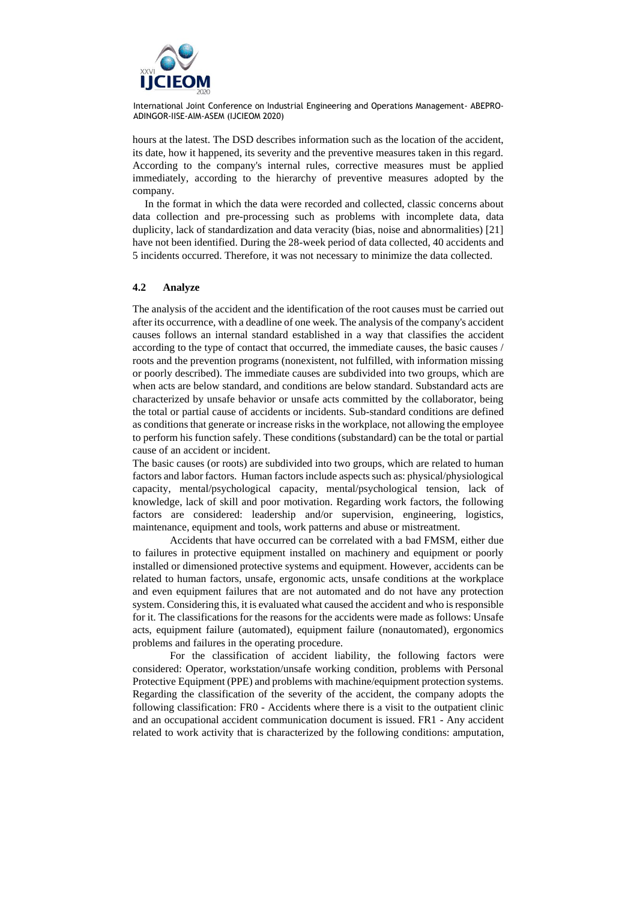hours at the latest. The DSD describes information such as the location of the accident, its date, how it happened, its severity and the preventive measures taken in this regard. According to the company's internal rules, corrective measures must be applied immediately, according to the hierarchy of preventive measures adopted by the company.

In the format in which the data were recorded and collected, classic concerns about data collection and pre-processing such as problems with incomplete data, data duplicity, lack of standardization and data veracity (bias, noise and abnormalities) [21] have not been identified. During the 28-week period of data collected, 40 accidents and 5 incidents occurred. Therefore, it was not necessary to minimize the data collected.

### 4.2 Analyze

The analysis of the accident and the identification of the root causes must be carried out after its occurrence, with a deadline of one week. The analysis of the company's accident causes follows an internal standard established in a way that classifies the accident according to the type of contact that occurred, the immediate causes, the basic causes / roots and the prevention programs (nonexistent, not fulfilled, with information missing or poorly described). The immediate causes are subdivided into two groups, which are when acts are below standard, and conditions are below standard. Substandard acts are characterized by unsafe behavior or unsafe acts committed by the collaborator, being the total or partial cause of accidents or incidents. Sub-standard conditions are defined as conditions that generate or increase risks in the workplace, not allowing the employee to perform his function safely. These conditions (substandard) can be the total or partial cause of an accident or incident.

The basic causes (or roots) are subdivided into two groups, which are related to human factors and labor factors. Human factors include aspects such as: physical/physiological capacity, mental/psychological capacity, mental/psychological tension, lack of knowledge, lack of skill and poor motivation. Regarding work factors, the following factors are considered: leadership and/or supervision, engineering, logistics, maintenance, equipment and tools, work patterns and abuse or mistreatment.

Accidents that have occurred can be correlated with a bad FMSM, either due to failures in protective equipment installed on machinery and equipment or poorly installed or dimensioned protective systems and equipment. However, accidents can be related to human factors, unsafe, ergonomic acts, unsafe conditions at the workplace and even equipment failures that are not automated and do not have any protection system. Considering this, it is evaluated what caused the accident and who is responsible for it. The classifications for the reasons for the accidents were made as follows: Unsafe acts, equipment failure (automated), equipment failure (nonautomated), ergonomics problems and failures in the operating procedure.

For the classification of accident liability, the following factors were considered: Operator, workstation/unsafe working condition, problems with Personal Protective Equipment (PPE) and problems with machine/equipment protection systems. Regarding the classification of the severity of the accident, the company adopts the following classification: FR0 - Accidents where there is a visit to the outpatient clinic and an occupational accident communication document is issued. FR1 - Any accident related to work activity that is characterized by the following conditions: amputation,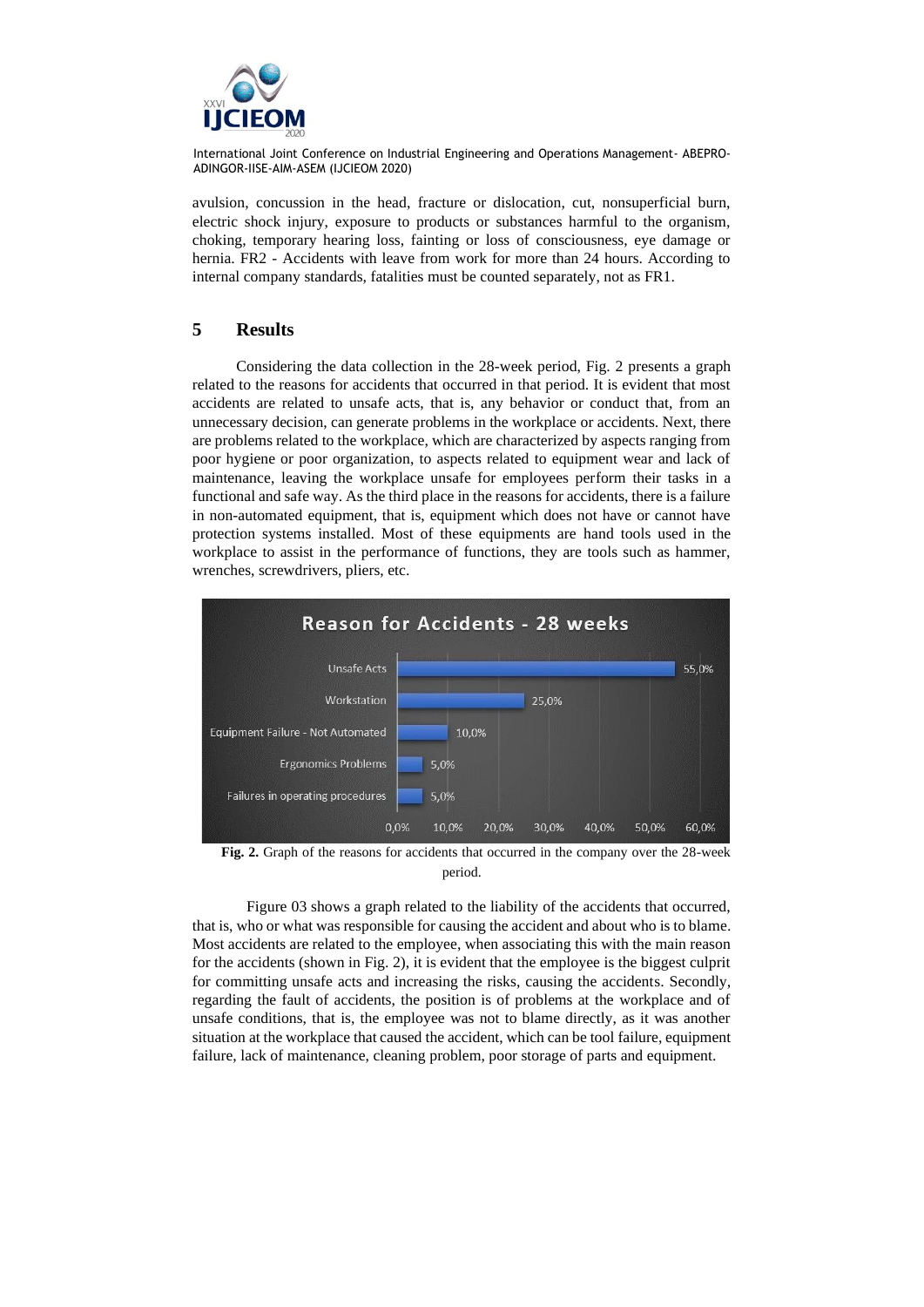avulsion, concussion in the head, fracture or dislocation, cut, nonsuperficial burn, electric shock injury, exposure to products or substances harmful to the organism, choking, temporary hearing loss, fainting or loss of consciousness, eye damage or hernia. FR2 - Accidents with leave from work for more than 24 hours. According to internal company standards, fatalities must be counted separately, not as FR1.

## 5 Results

Considering the data collection in the 28-week period, Fig. 2 presents a graph related to the reasons for accidents that occurred in that period. It is evident that most accidents are related to unsafe acts, that is, any behavior or conduct that, from an unnecessary decision, can generate problems in the workplace or accidents. Next, there are problems related to the workplace, which are characterized by aspects ranging from poor hygiene or poor organization, to aspects related to equipment wear and lack of maintenance, leaving the workplace unsafe for employees perform their tasks in a functional and safe way. As the third place in the reasons for accidents, there is a failure in non-automated equipment, that is, equipment which does not have or cannot have protection systems installed. Most of these equipments are hand tools used in the workplace to assist in the performance of functions, they are tools such as hammer, wrenches, screwdrivers, pliers, etc.

**Reason for Accidents - 28 weeks**

| Reason | Percentage |
|---|---|
| Unsafe Acts | 55,0% |
| Workstation | 25,0% |
| Equipment Failure - Not Automated | 10,0% |
| Ergonomics Problems | 5,0% |
| Failures in operating procedures | 5,0% |

**Fig. 2.** Graph of the reasons for accidents that occurred in the company over the 28-week period.

Figure 03 shows a graph related to the liability of the accidents that occurred, that is, who or what was responsible for causing the accident and about who is to blame. Most accidents are related to the employee, when associating this with the main reason for the accidents (shown in Fig. 2), it is evident that the employee is the biggest culprit for committing unsafe acts and increasing the risks, causing the accidents. Secondly, regarding the fault of accidents, the position is of problems at the workplace and of unsafe conditions, that is, the employee was not to blame directly, as it was another situation at the workplace that caused the accident, which can be tool failure, equipment failure, lack of maintenance, cleaning problem, poor storage of parts and equipment.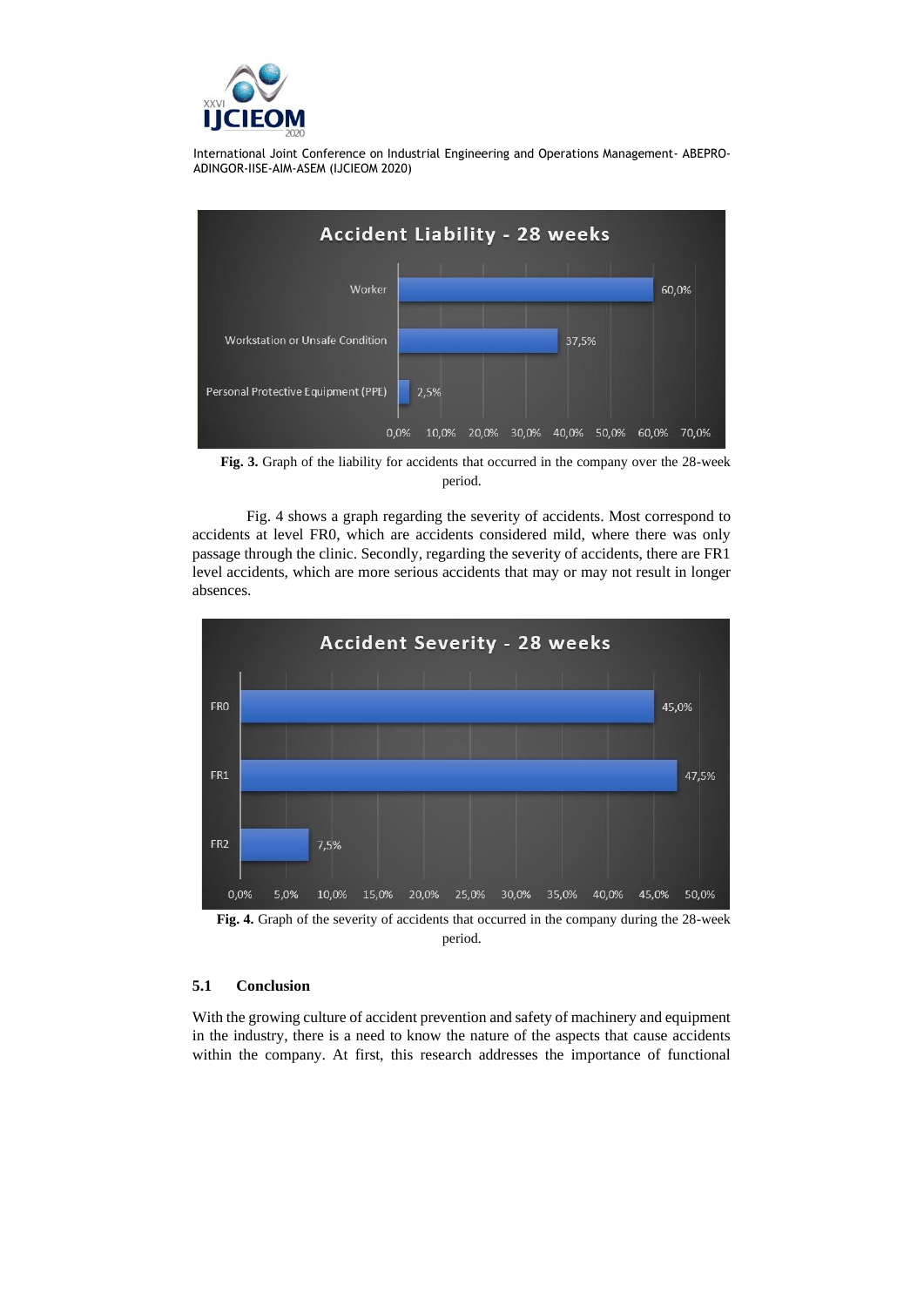Fig. 3. Graph of the liability for accidents that occurred in the company over the 28-week period.

Fig. 4 shows a graph regarding the severity of accidents. Most correspond to accidents at level FR0, which are accidents considered mild, where there was only passage through the clinic. Secondly, regarding the severity of accidents, there are FR1 level accidents, which are more serious accidents that may or may not result in longer absences.

Fig. 4. Graph of the severity of accidents that occurred in the company during the 28-week period.

### 5.1 Conclusion

With the growing culture of accident prevention and safety of machinery and equipment in the industry, there is a need to know the nature of the aspects that cause accidents within the company. At first, this research addresses the importance of functional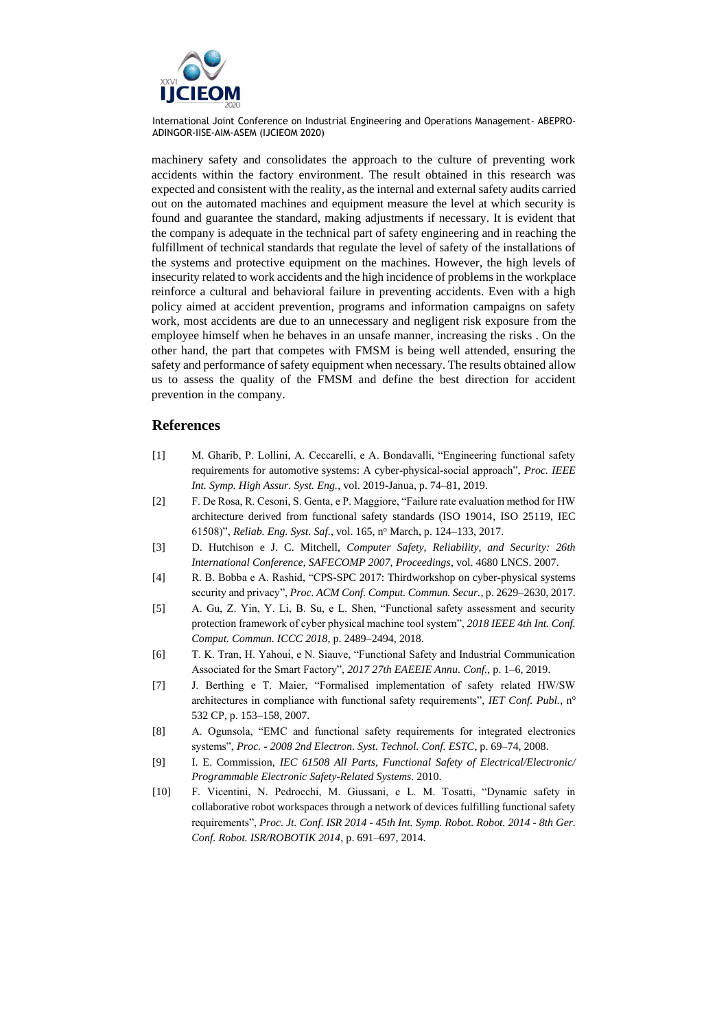machinery safety and consolidates the approach to the culture of preventing work accidents within the factory environment. The result obtained in this research was expected and consistent with the reality, as the internal and external safety audits carried out on the automated machines and equipment measure the level at which security is found and guarantee the standard, making adjustments if necessary. It is evident that the company is adequate in the technical part of safety engineering and in reaching the fulfillment of technical standards that regulate the level of safety of the installations of the systems and protective equipment on the machines. However, the high levels of insecurity related to work accidents and the high incidence of problems in the workplace reinforce a cultural and behavioral failure in preventing accidents. Even with a high policy aimed at accident prevention, programs and information campaigns on safety work, most accidents are due to an unnecessary and negligent risk exposure from the employee himself when he behaves in an unsafe manner, increasing the risks . On the other hand, the part that competes with FMSM is being well attended, ensuring the safety and performance of safety equipment when necessary. The results obtained allow us to assess the quality of the FMSM and define the best direction for accident prevention in the company.

## References

[1] M. Gharib, P. Lollini, A. Ceccarelli, e A. Bondavalli, "Engineering functional safety requirements for automotive systems: A cyber-physical-social approach", *Proc. IEEE Int. Symp. High Assur. Syst. Eng.*, vol. 2019-Janua, p. 74–81, 2019.

[2] F. De Rosa, R. Cesoni, S. Genta, e P. Maggiore, "Failure rate evaluation method for HW architecture derived from functional safety standards (ISO 19014, ISO 25119, IEC 61508)", *Reliab. Eng. Syst. Saf.*, vol. 165, nº March, p. 124–133, 2017.

[3] D. Hutchison e J. C. Mitchell, *Computer Safety, Reliability, and Security: 26th International Conference, SAFECOMP 2007, Proceedings*, vol. 4680 LNCS. 2007.

[4] R. B. Bobba e A. Rashid, "CPS-SPC 2017: Thirdworkshop on cyber-physical systems security and privacy", *Proc. ACM Conf. Comput. Commun. Secur.*, p. 2629–2630, 2017.

[5] A. Gu, Z. Yin, Y. Li, B. Su, e L. Shen, "Functional safety assessment and security protection framework of cyber physical machine tool system", *2018 IEEE 4th Int. Conf. Comput. Commun. ICCC 2018*, p. 2489–2494, 2018.

[6] T. K. Tran, H. Yahoui, e N. Siauve, "Functional Safety and Industrial Communication Associated for the Smart Factory", *2017 27th EAEEIE Annu. Conf.*, p. 1–6, 2019.

[7] J. Berthing e T. Maier, "Formalised implementation of safety related HW/SW architectures in compliance with functional safety requirements", *IET Conf. Publ.*, nº 532 CP, p. 153–158, 2007.

[8] A. Ogunsola, "EMC and functional safety requirements for integrated electronics systems", *Proc. - 2008 2nd Electron. Syst. Technol. Conf. ESTC*, p. 69–74, 2008.

[9] I. E. Commission, *IEC 61508 All Parts, Functional Safety of Electrical/Electronic/ Programmable Electronic Safety-Related Systems*. 2010.

[10] F. Vicentini, N. Pedrocchi, M. Giussani, e L. M. Tosatti, "Dynamic safety in collaborative robot workspaces through a network of devices fulfilling functional safety requirements", *Proc. Jt. Conf. ISR 2014 - 45th Int. Symp. Robot. Robot. 2014 - 8th Ger. Conf. Robot. ISR/ROBOTIK 2014*, p. 691–697, 2014.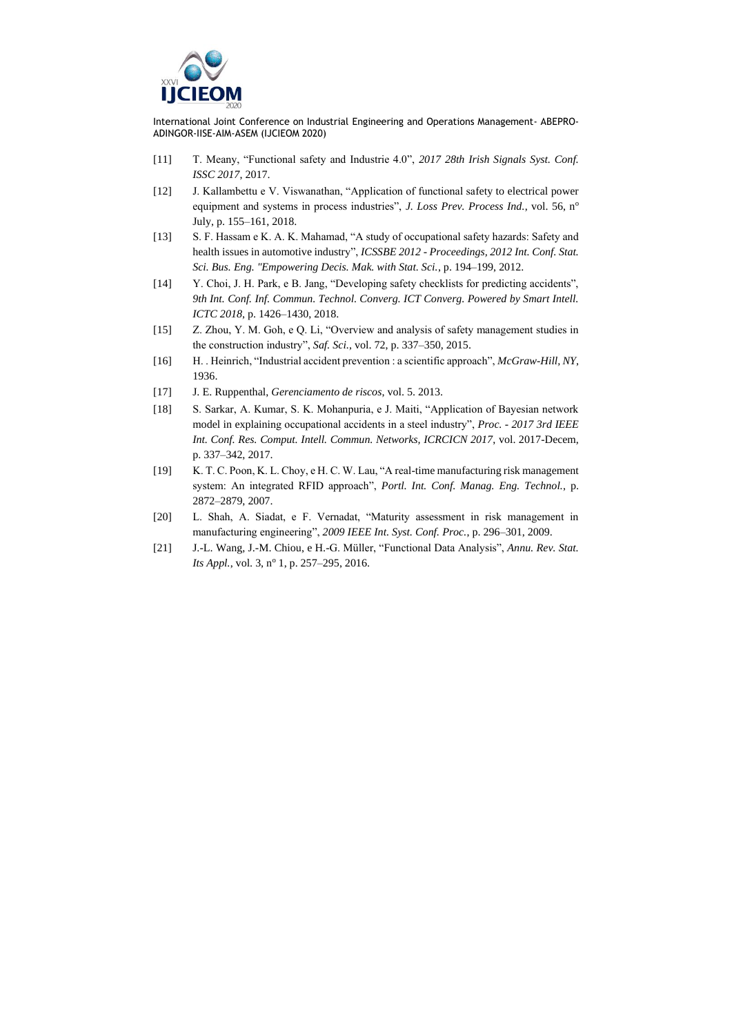[11] T. Meany, "Functional safety and Industrie 4.0", *2017 28th Irish Signals Syst. Conf. ISSC 2017*, 2017.

[12] J. Kallambettu e V. Viswanathan, "Application of functional safety to electrical power equipment and systems in process industries", *J. Loss Prev. Process Ind.*, vol. 56, nº July, p. 155–161, 2018.

[13] S. F. Hassam e K. A. K. Mahamad, "A study of occupational safety hazards: Safety and health issues in automotive industry", *ICSSBE 2012 - Proceedings, 2012 Int. Conf. Stat. Sci. Bus. Eng. "Empowering Decis. Mak. with Stat. Sci.*, p. 194–199, 2012.

[14] Y. Choi, J. H. Park, e B. Jang, "Developing safety checklists for predicting accidents", *9th Int. Conf. Inf. Commun. Technol. Converg. ICT Converg. Powered by Smart Intell. ICTC 2018*, p. 1426–1430, 2018.

[15] Z. Zhou, Y. M. Goh, e Q. Li, "Overview and analysis of safety management studies in the construction industry", *Saf. Sci.*, vol. 72, p. 337–350, 2015.

[16] H. . Heinrich, "Industrial accident prevention : a scientific approach", *McGraw-Hill, NY*, 1936.

[17] J. E. Ruppenthal, *Gerenciamento de riscos*, vol. 5. 2013.

[18] S. Sarkar, A. Kumar, S. K. Mohanpuria, e J. Maiti, "Application of Bayesian network model in explaining occupational accidents in a steel industry", *Proc. - 2017 3rd IEEE Int. Conf. Res. Comput. Intell. Commun. Networks, ICRCICN 2017*, vol. 2017-Decem, p. 337–342, 2017.

[19] K. T. C. Poon, K. L. Choy, e H. C. W. Lau, "A real-time manufacturing risk management system: An integrated RFID approach", *Portl. Int. Conf. Manag. Eng. Technol.*, p. 2872–2879, 2007.

[20] L. Shah, A. Siadat, e F. Vernadat, "Maturity assessment in risk management in manufacturing engineering", *2009 IEEE Int. Syst. Conf. Proc.*, p. 296–301, 2009.

[21] J.-L. Wang, J.-M. Chiou, e H.-G. Müller, "Functional Data Analysis", *Annu. Rev. Stat. Its Appl.*, vol. 3, nº 1, p. 257–295, 2016.